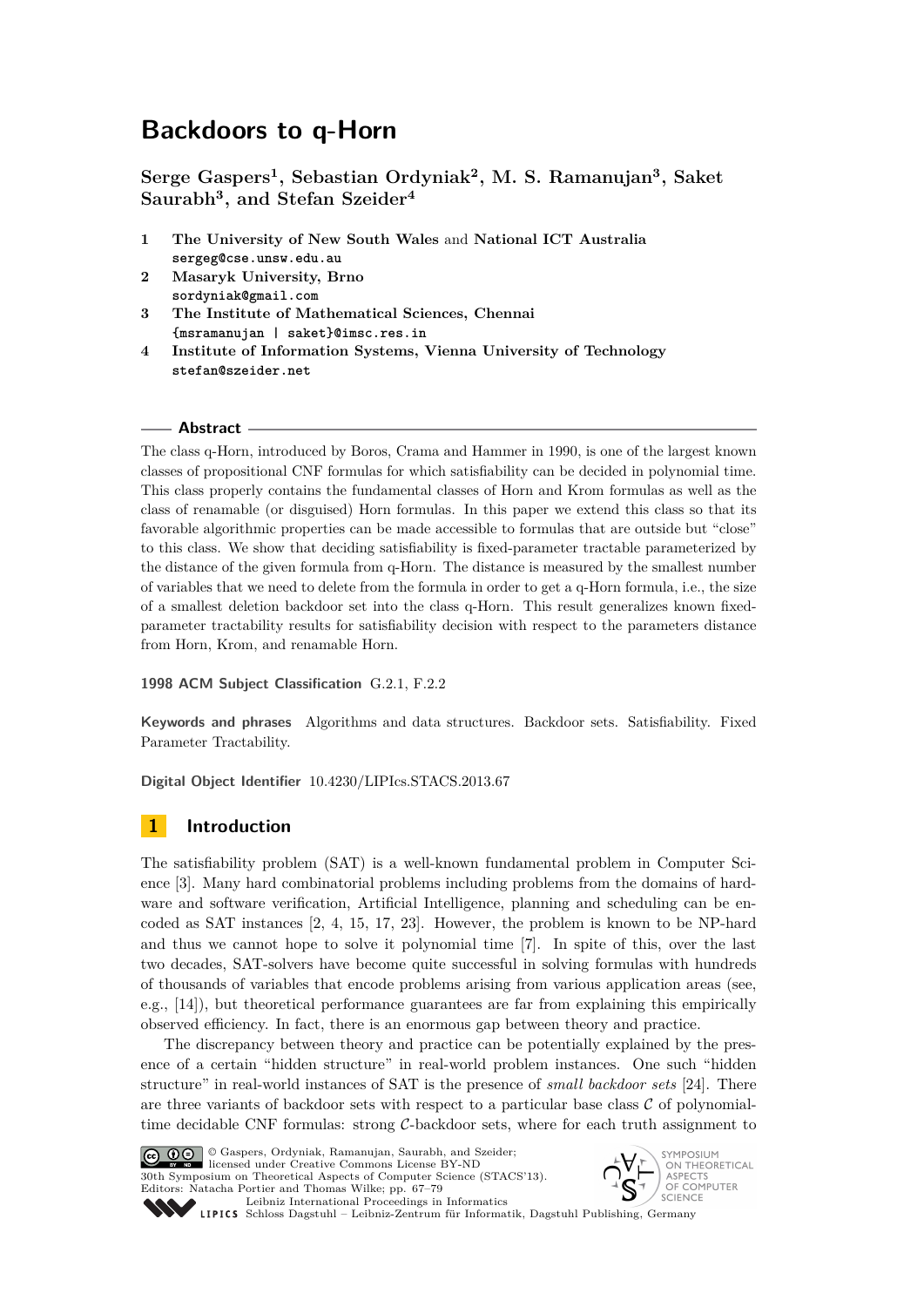# Backdoors to q-Horn

**Serge Gaspers[1], Sebastian Ordyniak[2], M. S. Ramanujan[3], Saket Saurabh[3], and Stefan Szeider[4]**

1. **The University of New South Wales** and **National ICT Australia**
   sergeg@cse.unsw.edu.au
2. **Masaryk University, Brno**
   sordyniak@gmail.com
3. **The Institute of Mathematical Sciences, Chennai**
   {msramanujan | saket}@imsc.res.in
4. **Institute of Information Systems, Vienna University of Technology**
   stefan@szeider.net

## Abstract

The class q-Horn, introduced by Boros, Crama and Hammer in 1990, is one of the largest known classes of propositional CNF formulas for which satisfiability can be decided in polynomial time. This class properly contains the fundamental classes of Horn and Krom formulas as well as the class of renamable (or disguised) Horn formulas. In this paper we extend this class so that its favorable algorithmic properties can be made accessible to formulas that are outside but "close" to this class. We show that deciding satisfiability is fixed-parameter tractable parameterized by the distance of the given formula from q-Horn. The distance is measured by the smallest number of variables that we need to delete from the formula in order to get a q-Horn formula, i.e., the size of a smallest deletion backdoor set into the class q-Horn. This result generalizes known fixed-parameter tractability results for satisfiability decision with respect to the parameters distance from Horn, Krom, and renamable Horn.

**1998 ACM Subject Classification** G.2.1, F.2.2

**Keywords and phrases** Algorithms and data structures. Backdoor sets. Satisfiability. Fixed Parameter Tractability.

**Digital Object Identifier** 10.4230/LIPIcs.STACS.2013.67

## 1 Introduction

The satisfiability problem (SAT) is a well-known fundamental problem in Computer Science [3]. Many hard combinatorial problems including problems from the domains of hardware and software verification, Artificial Intelligence, planning and scheduling can be encoded as SAT instances [2, 4, 15, 17, 23]. However, the problem is known to be NP-hard and thus we cannot hope to solve it polynomial time [7]. In spite of this, over the last two decades, SAT-solvers have become quite successful in solving formulas with hundreds of thousands of variables that encode problems arising from various application areas (see, e.g., [14]), but theoretical performance guarantees are far from explaining this empirically observed efficiency. In fact, there is an enormous gap between theory and practice.

The discrepancy between theory and practice can be potentially explained by the presence of a certain "hidden structure" in real-world problem instances. One such "hidden structure" in real-world instances of SAT is the presence of *small backdoor sets* [24]. There are three variants of backdoor sets with respect to a particular base class $\mathcal{C}$ of polynomial-time decidable CNF formulas: strong $\mathcal{C}$-backdoor sets, where for each truth assignment to

© Gaspers, Ordyniak, Ramanujan, Saurabh, and Szeider; licensed under Creative Commons License BY-ND
30th Symposium on Theoretical Aspects of Computer Science (STACS'13).
Editors: Natacha Portier and Thomas Wilke; pp. 67–79
Leibniz International Proceedings in Informatics
Schloss Dagstuhl – Leibniz-Zentrum für Informatik, Dagstuhl Publishing, Germany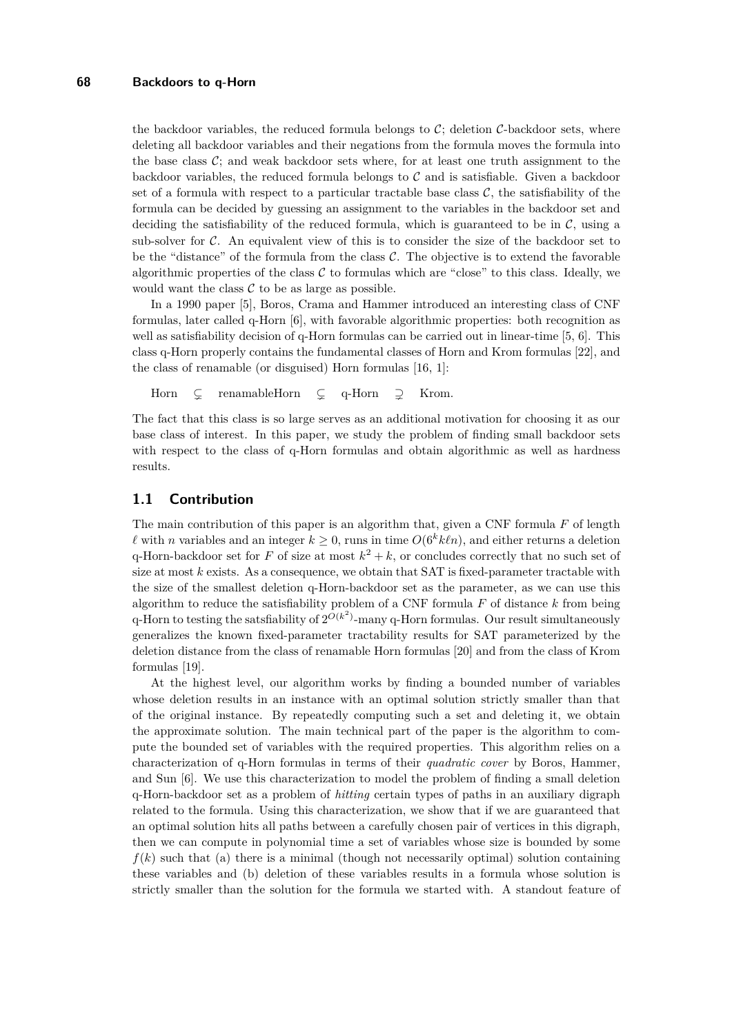the backdoor variables, the reduced formula belongs to $\mathcal{C}$; deletion $\mathcal{C}$-backdoor sets, where deleting all backdoor variables and their negations from the formula moves the formula into the base class $\mathcal{C}$; and weak backdoor sets where, for at least one truth assignment to the backdoor variables, the reduced formula belongs to $\mathcal{C}$ and is satisfiable. Given a backdoor set of a formula with respect to a particular tractable base class $\mathcal{C}$, the satisfiability of the formula can be decided by guessing an assignment to the variables in the backdoor set and deciding the satisfiability of the reduced formula, which is guaranteed to be in $\mathcal{C}$, using a sub-solver for $\mathcal{C}$. An equivalent view of this is to consider the size of the backdoor set to be the "distance" of the formula from the class $\mathcal{C}$. The objective is to extend the favorable algorithmic properties of the class $\mathcal{C}$ to formulas which are "close" to this class. Ideally, we would want the class $\mathcal{C}$ to be as large as possible.

In a 1990 paper [5], Boros, Crama and Hammer introduced an interesting class of CNF formulas, later called q-Horn [6], with favorable algorithmic properties: both recognition as well as satisfiability decision of q-Horn formulas can be carried out in linear-time [5, 6]. This class q-Horn properly contains the fundamental classes of Horn and Krom formulas [22], and the class of renamable (or disguised) Horn formulas [16, 1]:

$$\text{Horn} \subsetneq \text{renamableHorn} \subsetneq \text{q-Horn} \supsetneq \text{Krom}.$$

The fact that this class is so large serves as an additional motivation for choosing it as our base class of interest. In this paper, we study the problem of finding small backdoor sets with respect to the class of q-Horn formulas and obtain algorithmic as well as hardness results.

## 1.1 Contribution

The main contribution of this paper is an algorithm that, given a CNF formula $F$ of length $\ell$ with $n$ variables and an integer $k \geq 0$, runs in time $O(6^k k\ell n)$, and either returns a deletion q-Horn-backdoor set for $F$ of size at most $k^2 + k$, or concludes correctly that no such set of size at most $k$ exists. As a consequence, we obtain that SAT is fixed-parameter tractable with the size of the smallest deletion q-Horn-backdoor set as the parameter, as we can use this algorithm to reduce the satisfiability problem of a CNF formula $F$ of distance $k$ from being q-Horn to testing the satsfiability of $2^{O(k^2)}$-many q-Horn formulas. Our result simultaneously generalizes the known fixed-parameter tractability results for SAT parameterized by the deletion distance from the class of renamable Horn formulas [20] and from the class of Krom formulas [19].

At the highest level, our algorithm works by finding a bounded number of variables whose deletion results in an instance with an optimal solution strictly smaller than that of the original instance. By repeatedly computing such a set and deleting it, we obtain the approximate solution. The main technical part of the paper is the algorithm to compute the bounded set of variables with the required properties. This algorithm relies on a characterization of q-Horn formulas in terms of their *quadratic cover* by Boros, Hammer, and Sun [6]. We use this characterization to model the problem of finding a small deletion q-Horn-backdoor set as a problem of *hitting* certain types of paths in an auxiliary digraph related to the formula. Using this characterization, we show that if we are guaranteed that an optimal solution hits all paths between a carefully chosen pair of vertices in this digraph, then we can compute in polynomial time a set of variables whose size is bounded by some $f(k)$ such that (a) there is a minimal (though not necessarily optimal) solution containing these variables and (b) deletion of these variables results in a formula whose solution is strictly smaller than the solution for the formula we started with. A standout feature of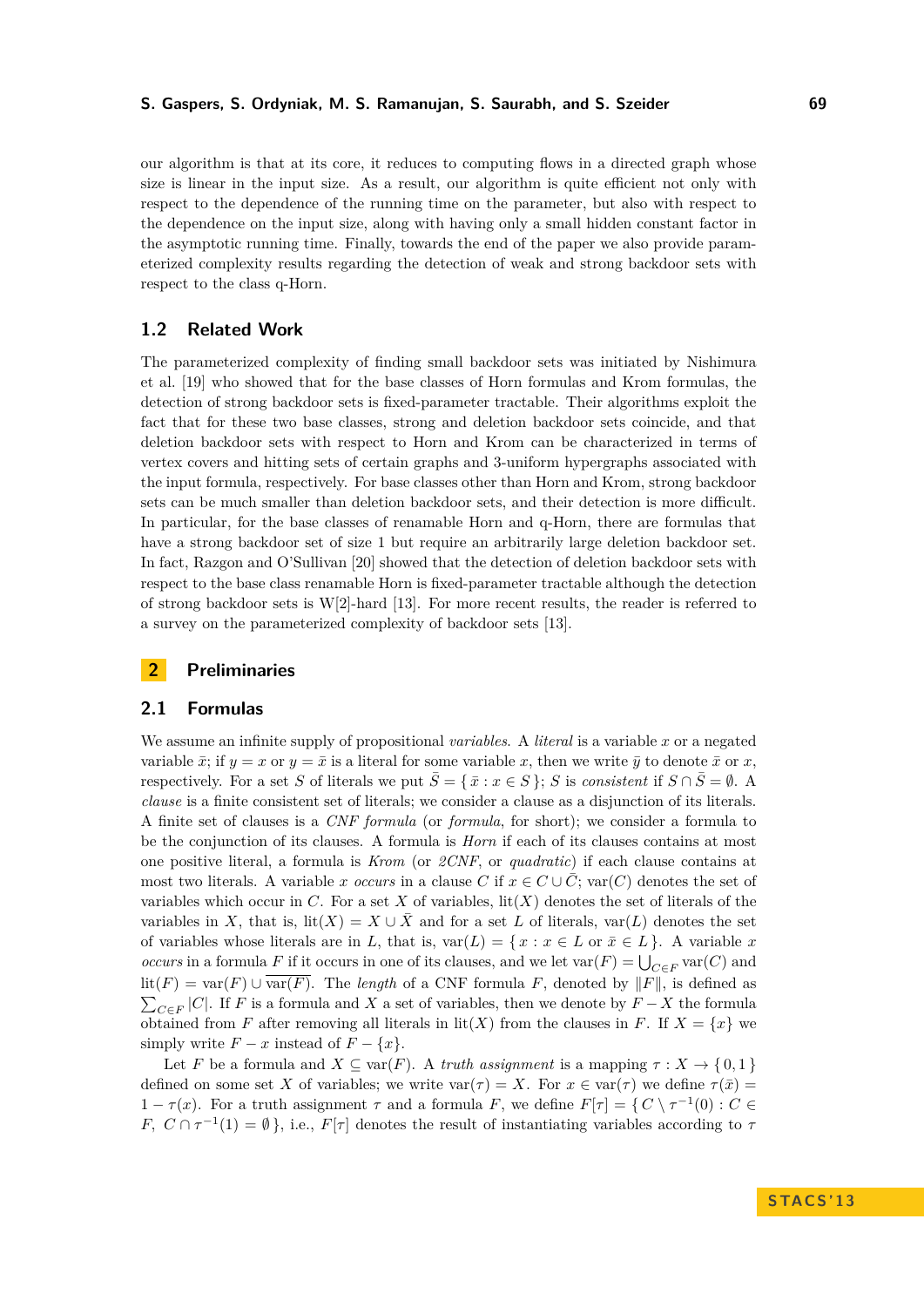our algorithm is that at its core, it reduces to computing flows in a directed graph whose size is linear in the input size. As a result, our algorithm is quite efficient not only with respect to the dependence of the running time on the parameter, but also with respect to the dependence on the input size, along with having only a small hidden constant factor in the asymptotic running time. Finally, towards the end of the paper we also provide parameterized complexity results regarding the detection of weak and strong backdoor sets with respect to the class q-Horn.

### 1.2 Related Work

The parameterized complexity of finding small backdoor sets was initiated by Nishimura et al. [19] who showed that for the base classes of Horn formulas and Krom formulas, the detection of strong backdoor sets is fixed-parameter tractable. Their algorithms exploit the fact that for these two base classes, strong and deletion backdoor sets coincide, and that deletion backdoor sets with respect to Horn and Krom can be characterized in terms of vertex covers and hitting sets of certain graphs and 3-uniform hypergraphs associated with the input formula, respectively. For base classes other than Horn and Krom, strong backdoor sets can be much smaller than deletion backdoor sets, and their detection is more difficult. In particular, for the base classes of renamable Horn and q-Horn, there are formulas that have a strong backdoor set of size 1 but require an arbitrarily large deletion backdoor set. In fact, Razgon and O'Sullivan [20] showed that the detection of deletion backdoor sets with respect to the base class renamable Horn is fixed-parameter tractable although the detection of strong backdoor sets is W[2]-hard [13]. For more recent results, the reader is referred to a survey on the parameterized complexity of backdoor sets [13].

## 2 Preliminaries

### 2.1 Formulas

We assume an infinite supply of propositional *variables*. A *literal* is a variable $x$ or a negated variable $\bar{x}$; if $y = x$ or $y = \bar{x}$ is a literal for some variable $x$, then we write $\bar{y}$ to denote $\bar{x}$ or $x$, respectively. For a set $S$ of literals we put $\bar{S} = \{ \bar{x} : x \in S \}$; $S$ is *consistent* if $S \cap \bar{S} = \emptyset$. A *clause* is a finite consistent set of literals; we consider a clause as a disjunction of its literals. A finite set of clauses is a *CNF formula* (or *formula*, for short); we consider a formula to be the conjunction of its clauses. A formula is *Horn* if each of its clauses contains at most one positive literal, a formula is *Krom* (or *2CNF*, or *quadratic*) if each clause contains at most two literals. A variable $x$ *occurs* in a clause $C$ if $x \in C \cup \bar{C}$; $\text{var}(C)$ denotes the set of variables which occur in $C$. For a set $X$ of variables, $\text{lit}(X)$ denotes the set of literals of the variables in $X$, that is, $\text{lit}(X) = X \cup \bar{X}$ and for a set $L$ of literals, $\text{var}(L)$ denotes the set of variables whose literals are in $L$, that is, $\text{var}(L) = \{ x : x \in L \text{ or } \bar{x} \in L \}$. A variable $x$ *occurs* in a formula $F$ if it occurs in one of its clauses, and we let $\text{var}(F) = \bigcup_{C \in F} \text{var}(C)$ and $\text{lit}(F) = \text{var}(F) \cup \overline{\text{var}(F)}$. The *length* of a CNF formula $F$, denoted by $\|F\|$, is defined as $\sum_{C \in F} |C|$. If $F$ is a formula and $X$ a set of variables, then we denote by $F - X$ the formula obtained from $F$ after removing all literals in $\text{lit}(X)$ from the clauses in $F$. If $X = \{x\}$ we simply write $F - x$ instead of $F - \{x\}$.

Let $F$ be a formula and $X \subseteq \text{var}(F)$. A *truth assignment* is a mapping $\tau : X \to \{ 0, 1 \}$ defined on some set $X$ of variables; we write $\text{var}(\tau) = X$. For $x \in \text{var}(\tau)$ we define $\tau(\bar{x}) = 1 - \tau(x)$. For a truth assignment $\tau$ and a formula $F$, we define $F[\tau] = \{ C \setminus \tau^{-1}(0) : C \in F,\ C \cap \tau^{-1}(1) = \emptyset \}$, i.e., $F[\tau]$ denotes the result of instantiating variables according to $\tau$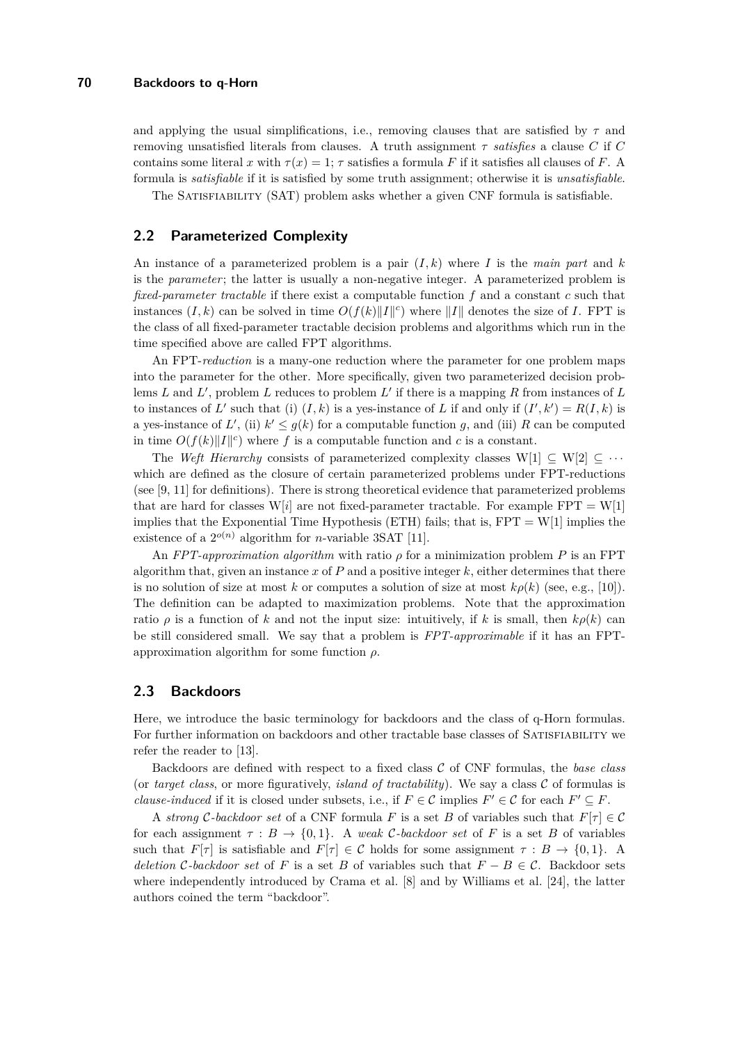and applying the usual simplifications, i.e., removing clauses that are satisfied by $\tau$ and removing unsatisfied literals from clauses. A truth assignment $\tau$ *satisfies* a clause $C$ if $C$ contains some literal $x$ with $\tau(x) = 1$; $\tau$ satisfies a formula $F$ if it satisfies all clauses of $F$. A formula is *satisfiable* if it is satisfied by some truth assignment; otherwise it is *unsatisfiable*.

The Satisfiability (SAT) problem asks whether a given CNF formula is satisfiable.

## 2.2 Parameterized Complexity

An instance of a parameterized problem is a pair $(I, k)$ where $I$ is the *main part* and $k$ is the *parameter*; the latter is usually a non-negative integer. A parameterized problem is *fixed-parameter tractable* if there exist a computable function $f$ and a constant $c$ such that instances $(I, k)$ can be solved in time $O(f(k)\|I\|^c)$ where $\|I\|$ denotes the size of $I$. FPT is the class of all fixed-parameter tractable decision problems and algorithms which run in the time specified above are called FPT algorithms.

An FPT-*reduction* is a many-one reduction where the parameter for one problem maps into the parameter for the other. More specifically, given two parameterized decision problems $L$ and $L'$, problem $L$ reduces to problem $L'$ if there is a mapping $R$ from instances of $L$ to instances of $L'$ such that (i) $(I, k)$ is a yes-instance of $L$ if and only if $(I', k') = R(I, k)$ is a yes-instance of $L'$, (ii) $k' \leq g(k)$ for a computable function $g$, and (iii) $R$ can be computed in time $O(f(k)\|I\|^c)$ where $f$ is a computable function and $c$ is a constant.

The *Weft Hierarchy* consists of parameterized complexity classes $\mathrm{W}[1] \subseteq \mathrm{W}[2] \subseteq \cdots$ which are defined as the closure of certain parameterized problems under FPT-reductions (see [9, 11] for definitions). There is strong theoretical evidence that parameterized problems that are hard for classes $\mathrm{W}[i]$ are not fixed-parameter tractable. For example $\mathrm{FPT} = \mathrm{W}[1]$ implies that the Exponential Time Hypothesis (ETH) fails; that is, $\mathrm{FPT} = \mathrm{W}[1]$ implies the existence of a $2^{o(n)}$ algorithm for $n$-variable 3SAT [11].

An *FPT-approximation algorithm* with ratio $\rho$ for a minimization problem $P$ is an FPT algorithm that, given an instance $x$ of $P$ and a positive integer $k$, either determines that there is no solution of size at most $k$ or computes a solution of size at most $k\rho(k)$ (see, e.g., [10]). The definition can be adapted to maximization problems. Note that the approximation ratio $\rho$ is a function of $k$ and not the input size: intuitively, if $k$ is small, then $k\rho(k)$ can be still considered small. We say that a problem is *FPT-approximable* if it has an FPT-approximation algorithm for some function $\rho$.

## 2.3 Backdoors

Here, we introduce the basic terminology for backdoors and the class of q-Horn formulas. For further information on backdoors and other tractable base classes of Satisfiability we refer the reader to [13].

Backdoors are defined with respect to a fixed class $\mathcal{C}$ of CNF formulas, the *base class* (or *target class*, or more figuratively, *island of tractability*). We say a class $\mathcal{C}$ of formulas is *clause-induced* if it is closed under subsets, i.e., if $F \in \mathcal{C}$ implies $F' \in \mathcal{C}$ for each $F' \subseteq F$.

A *strong $\mathcal{C}$-backdoor set* of a CNF formula $F$ is a set $B$ of variables such that $F[\tau] \in \mathcal{C}$ for each assignment $\tau : B \to \{0, 1\}$. A *weak $\mathcal{C}$-backdoor set* of $F$ is a set $B$ of variables such that $F[\tau]$ is satisfiable and $F[\tau] \in \mathcal{C}$ holds for some assignment $\tau : B \to \{0, 1\}$. A *deletion $\mathcal{C}$-backdoor set* of $F$ is a set $B$ of variables such that $F - B \in \mathcal{C}$. Backdoor sets where independently introduced by Crama et al. [8] and by Williams et al. [24], the latter authors coined the term "backdoor".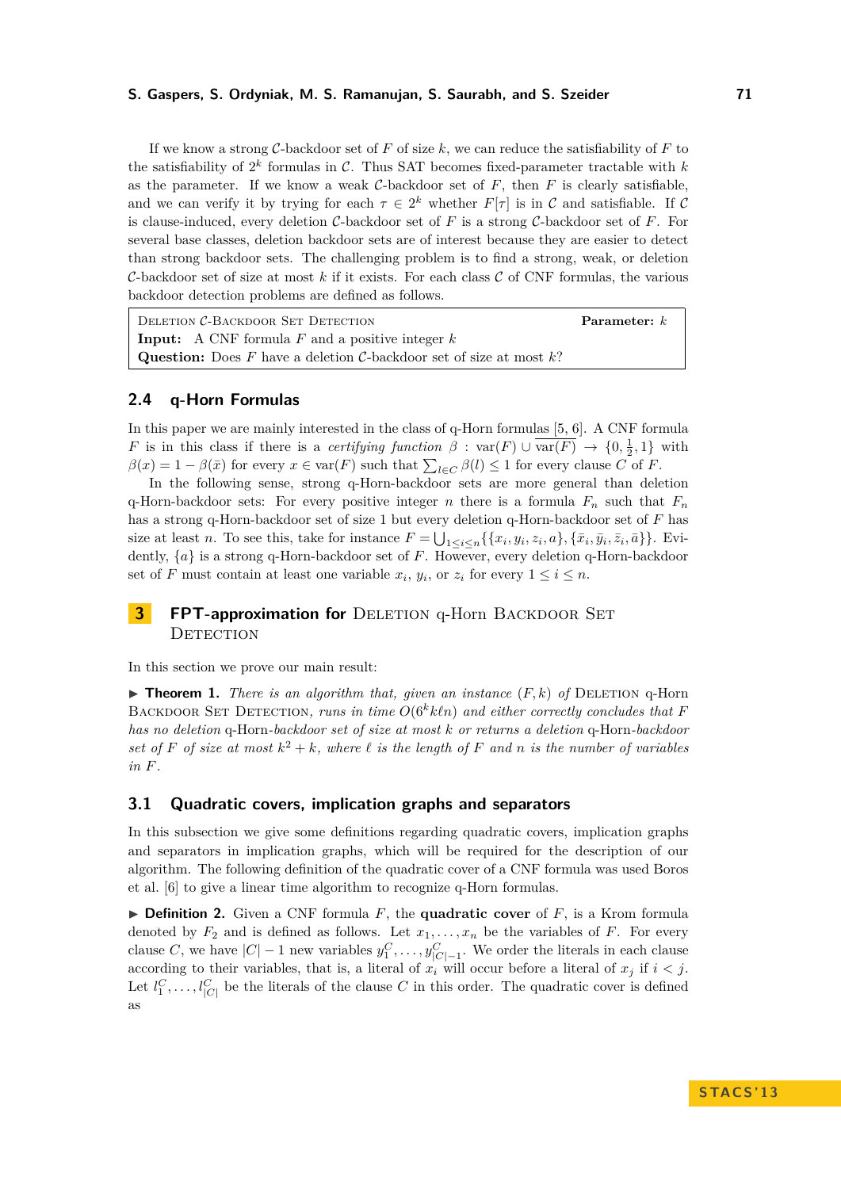If we know a strong $\mathcal{C}$-backdoor set of $F$ of size $k$, we can reduce the satisfiability of $F$ to the satisfiability of $2^k$ formulas in $\mathcal{C}$. Thus SAT becomes fixed-parameter tractable with $k$ as the parameter. If we know a weak $\mathcal{C}$-backdoor set of $F$, then $F$ is clearly satisfiable, and we can verify it by trying for each $\tau \in 2^k$ whether $F[\tau]$ is in $\mathcal{C}$ and satisfiable. If $\mathcal{C}$ is clause-induced, every deletion $\mathcal{C}$-backdoor set of $F$ is a strong $\mathcal{C}$-backdoor set of $F$. For several base classes, deletion backdoor sets are of interest because they are easier to detect than strong backdoor sets. The challenging problem is to find a strong, weak, or deletion $\mathcal{C}$-backdoor set of size at most $k$ if it exists. For each class $\mathcal{C}$ of CNF formulas, the various backdoor detection problems are defined as follows.

> Deletion $\mathcal{C}$-Backdoor Set Detection **Parameter:** $k$
> **Input:** A CNF formula $F$ and a positive integer $k$
> **Question:** Does $F$ have a deletion $\mathcal{C}$-backdoor set of size at most $k$?

## 2.4 q-Horn Formulas

In this paper we are mainly interested in the class of q-Horn formulas [5, 6]. A CNF formula $F$ is in this class if there is a *certifying function* $\beta : \text{var}(F) \cup \overline{\text{var}(F)} \rightarrow \{0, \frac{1}{2}, 1\}$ with $\beta(x) = 1 - \beta(\bar{x})$ for every $x \in \text{var}(F)$ such that $\sum_{l \in C} \beta(l) \leq 1$ for every clause $C$ of $F$.

In the following sense, strong q-Horn-backdoor sets are more general than deletion q-Horn-backdoor sets: For every positive integer $n$ there is a formula $F_n$ such that $F_n$ has a strong q-Horn-backdoor set of size 1 but every deletion q-Horn-backdoor set of $F$ has size at least $n$. To see this, take for instance $F = \bigcup_{1 \leq i \leq n} \{\{x_i, y_i, z_i, a\}, \{\bar{x}_i, \bar{y}_i, \bar{z}_i, \bar{a}\}\}$. Evidently, $\{a\}$ is a strong q-Horn-backdoor set of $F$. However, every deletion q-Horn-backdoor set of $F$ must contain at least one variable $x_i$, $y_i$, or $z_i$ for every $1 \leq i \leq n$.

# 3 FPT-approximation for Deletion q-Horn Backdoor Set Detection

In this section we prove our main result:

▶ **Theorem 1.** *There is an algorithm that, given an instance $(F, k)$ of* Deletion q-Horn Backdoor Set Detection*, runs in time $O(6^k k\ell n)$ and either correctly concludes that $F$ has no deletion q-Horn-backdoor set of size at most $k$ or returns a deletion q-Horn-backdoor set of $F$ of size at most $k^2 + k$, where $\ell$ is the length of $F$ and $n$ is the number of variables in $F$.*

## 3.1 Quadratic covers, implication graphs and separators

In this subsection we give some definitions regarding quadratic covers, implication graphs and separators in implication graphs, which will be required for the description of our algorithm. The following definition of the quadratic cover of a CNF formula was used Boros et al. [6] to give a linear time algorithm to recognize q-Horn formulas.

▶ **Definition 2.** Given a CNF formula $F$, the **quadratic cover** of $F$, is a Krom formula denoted by $F_2$ and is defined as follows. Let $x_1, \ldots, x_n$ be the variables of $F$. For every clause $C$, we have $|C| - 1$ new variables $y_1^C, \ldots, y_{|C|-1}^C$. We order the literals in each clause according to their variables, that is, a literal of $x_i$ will occur before a literal of $x_j$ if $i < j$. Let $l_1^C, \ldots, l_{|C|}^C$ be the literals of the clause $C$ in this order. The quadratic cover is defined as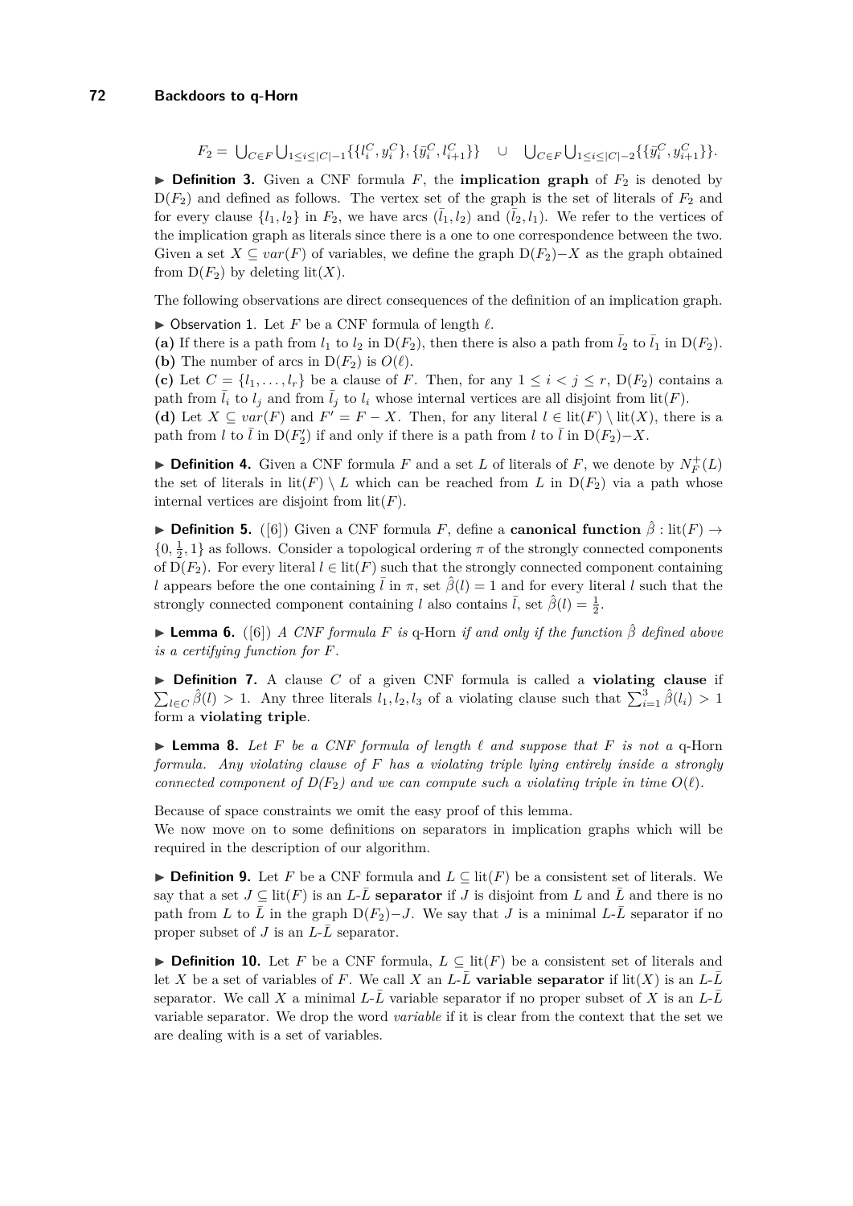$$F_2 = \bigcup_{C\in F}\bigcup_{1\leq i\leq |C|-1}\{\{l_i^C, y_i^C\}, \{\bar{y}_i^C, l_{i+1}^C\}\} \quad \cup \quad \bigcup_{C\in F}\bigcup_{1\leq i\leq |C|-2}\{\{\bar{y}_i^C, y_{i+1}^C\}\}.$$

▶ **Definition 3.** Given a CNF formula $F$, the **implication graph** of $F_2$ is denoted by $\mathrm{D}(F_2)$ and defined as follows. The vertex set of the graph is the set of literals of $F_2$ and for every clause $\{l_1, l_2\}$ in $F_2$, we have arcs $(\bar{l}_1, l_2)$ and $(\bar{l}_2, l_1)$. We refer to the vertices of the implication graph as literals since there is a one to one correspondence between the two. Given a set $X \subseteq var(F)$ of variables, we define the graph $\mathrm{D}(F_2)-X$ as the graph obtained from $\mathrm{D}(F_2)$ by deleting $\mathrm{lit}(X)$.

The following observations are direct consequences of the definition of an implication graph.

▶ Observation 1. Let $F$ be a CNF formula of length $\ell$.
**(a)** If there is a path from $l_1$ to $l_2$ in $\mathrm{D}(F_2)$, then there is also a path from $\bar{l}_2$ to $\bar{l}_1$ in $\mathrm{D}(F_2)$.
**(b)** The number of arcs in $\mathrm{D}(F_2)$ is $O(\ell)$.
**(c)** Let $C = \{l_1, \ldots, l_r\}$ be a clause of $F$. Then, for any $1 \leq i < j \leq r$, $\mathrm{D}(F_2)$ contains a path from $\bar{l}_i$ to $l_j$ and from $\bar{l}_j$ to $l_i$ whose internal vertices are all disjoint from $\mathrm{lit}(F)$.
**(d)** Let $X \subseteq var(F)$ and $F' = F - X$. Then, for any literal $l \in \mathrm{lit}(F) \setminus \mathrm{lit}(X)$, there is a path from $l$ to $\bar{l}$ in $\mathrm{D}(F_2')$ if and only if there is a path from $l$ to $\bar{l}$ in $\mathrm{D}(F_2)-X$.

▶ **Definition 4.** Given a CNF formula $F$ and a set $L$ of literals of $F$, we denote by $N_F^+(L)$ the set of literals in $\mathrm{lit}(F) \setminus L$ which can be reached from $L$ in $\mathrm{D}(F_2)$ via a path whose internal vertices are disjoint from $\mathrm{lit}(F)$.

▶ **Definition 5.** ([6]) Given a CNF formula $F$, define a **canonical function** $\hat{\beta} : \mathrm{lit}(F) \to \{0, \frac{1}{2}, 1\}$ as follows. Consider a topological ordering $\pi$ of the strongly connected components of $\mathrm{D}(F_2)$. For every literal $l \in \mathrm{lit}(F)$ such that the strongly connected component containing $l$ appears before the one containing $\bar{l}$ in $\pi$, set $\hat{\beta}(l) = 1$ and for every literal $l$ such that the strongly connected component containing $l$ also contains $\bar{l}$, set $\hat{\beta}(l) = \frac{1}{2}$.

▶ **Lemma 6.** ([6]) *A CNF formula $F$ is* q-Horn *if and only if the function $\hat{\beta}$ defined above is a certifying function for $F$.*

▶ **Definition 7.** A clause $C$ of a given CNF formula is called a **violating clause** if $\sum_{l\in C}\hat{\beta}(l) > 1$. Any three literals $l_1, l_2, l_3$ of a violating clause such that $\sum_{i=1}^{3}\hat{\beta}(l_i) > 1$ form a **violating triple**.

▶ **Lemma 8.** *Let $F$ be a CNF formula of length $\ell$ and suppose that $F$ is not a* q-Horn *formula. Any violating clause of $F$ has a violating triple lying entirely inside a strongly connected component of $D(F_2)$ and we can compute such a violating triple in time $O(\ell)$.*

Because of space constraints we omit the easy proof of this lemma.
We now move on to some definitions on separators in implication graphs which will be required in the description of our algorithm.

▶ **Definition 9.** Let $F$ be a CNF formula and $L \subseteq \mathrm{lit}(F)$ be a consistent set of literals. We say that a set $J \subseteq \mathrm{lit}(F)$ is an $L$-$\bar{L}$ **separator** if $J$ is disjoint from $L$ and $\bar{L}$ and there is no path from $L$ to $\bar{L}$ in the graph $\mathrm{D}(F_2)-J$. We say that $J$ is a minimal $L$-$\bar{L}$ separator if no proper subset of $J$ is an $L$-$\bar{L}$ separator.

▶ **Definition 10.** Let $F$ be a CNF formula, $L \subseteq \mathrm{lit}(F)$ be a consistent set of literals and let $X$ be a set of variables of $F$. We call $X$ an $L$-$\bar{L}$ **variable separator** if $\mathrm{lit}(X)$ is an $L$-$\bar{L}$ separator. We call $X$ a minimal $L$-$\bar{L}$ variable separator if no proper subset of $X$ is an $L$-$\bar{L}$ variable separator. We drop the word *variable* if it is clear from the context that the set we are dealing with is a set of variables.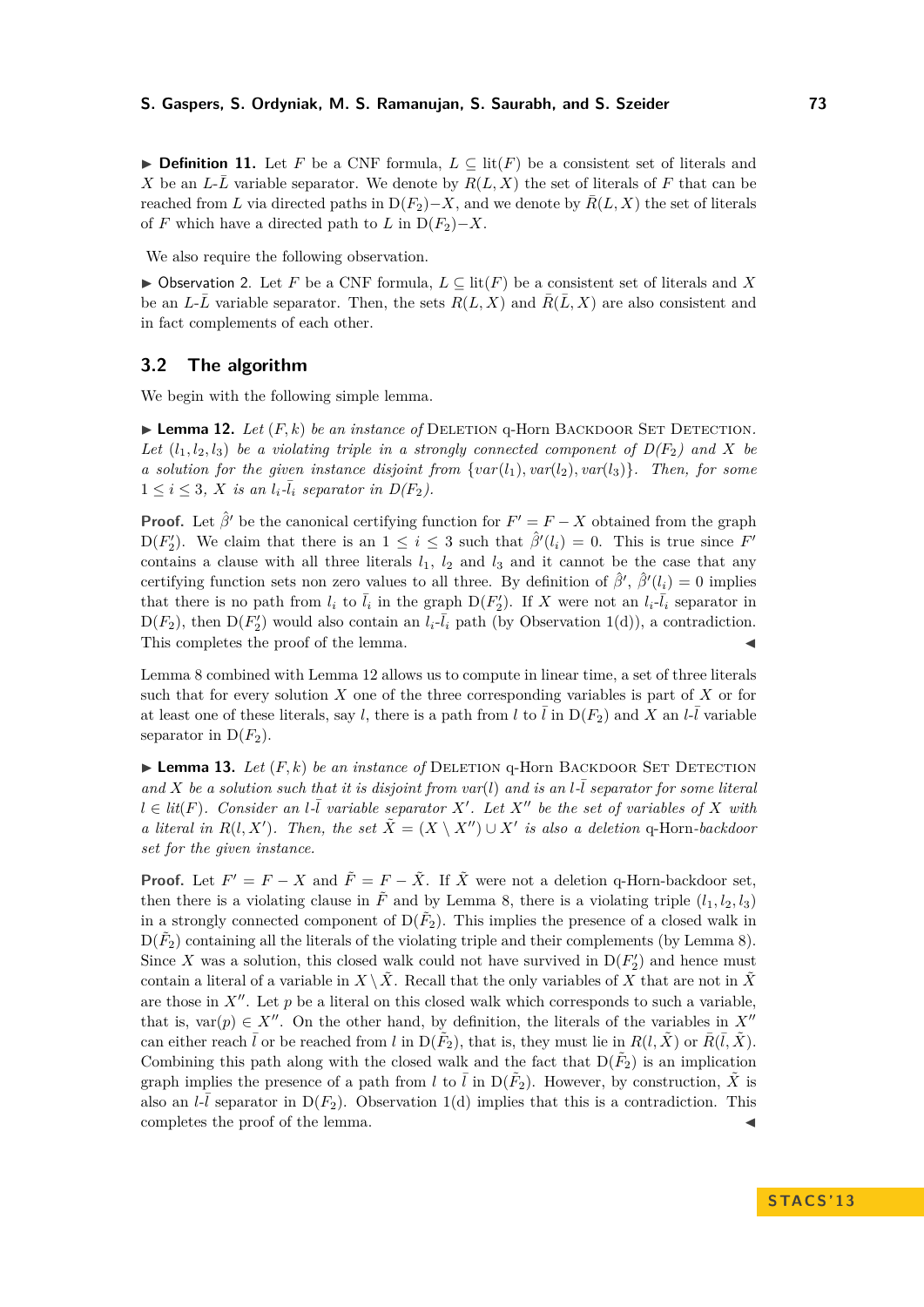▶ **Definition 11.** Let $F$ be a CNF formula, $L \subseteq \text{lit}(F)$ be a consistent set of literals and $X$ be an $L$-$\bar{L}$ variable separator. We denote by $R(L, X)$ the set of literals of $F$ that can be reached from $L$ via directed paths in $\text{D}(F_2) - X$, and we denote by $\bar{R}(L, X)$ the set of literals of $F$ which have a directed path to $L$ in $\text{D}(F_2) - X$.

We also require the following observation.

▶ Observation 2. Let $F$ be a CNF formula, $L \subseteq \text{lit}(F)$ be a consistent set of literals and $X$ be an $L$-$\bar{L}$ variable separator. Then, the sets $R(L, X)$ and $\bar{R}(\bar{L}, X)$ are also consistent and in fact complements of each other.

## 3.2 The algorithm

We begin with the following simple lemma.

▶ **Lemma 12.** *Let $(F, k)$ be an instance of* Deletion q-Horn Backdoor Set Detection. *Let $(l_1, l_2, l_3)$ be a violating triple in a strongly connected component of $D(F_2)$ and $X$ be a solution for the given instance disjoint from $\{var(l_1), var(l_2), var(l_3)\}$. Then, for some $1 \leq i \leq 3$, $X$ is an $l_i$-$\bar{l}_i$ separator in $D(F_2)$.*

**Proof.** Let $\hat{\beta}'$ be the canonical certifying function for $F' = F - X$ obtained from the graph $\text{D}(F_2')$. We claim that there is an $1 \leq i \leq 3$ such that $\hat{\beta}'(l_i) = 0$. This is true since $F'$ contains a clause with all three literals $l_1$, $l_2$ and $l_3$ and it cannot be the case that any certifying function sets non zero values to all three. By definition of $\hat{\beta}'$, $\hat{\beta}'(l_i) = 0$ implies that there is no path from $l_i$ to $\bar{l}_i$ in the graph $\text{D}(F_2')$. If $X$ were not an $l_i$-$\bar{l}_i$ separator in $\text{D}(F_2)$, then $\text{D}(F_2')$ would also contain an $l_i$-$\bar{l}_i$ path (by Observation 1(d)), a contradiction. This completes the proof of the lemma. ◀

Lemma 8 combined with Lemma 12 allows us to compute in linear time, a set of three literals such that for every solution $X$ one of the three corresponding variables is part of $X$ or for at least one of these literals, say $l$, there is a path from $l$ to $\bar{l}$ in $\text{D}(F_2)$ and $X$ an $l$-$\bar{l}$ variable separator in $\text{D}(F_2)$.

▶ **Lemma 13.** *Let $(F, k)$ be an instance of* Deletion q-Horn Backdoor Set Detection *and $X$ be a solution such that it is disjoint from $var(l)$ and is an $l$-$\bar{l}$ separator for some literal $l \in lit(F)$. Consider an $l$-$\bar{l}$ variable separator $X'$. Let $X''$ be the set of variables of $X$ with a literal in $R(l, X')$. Then, the set $\tilde{X} = (X \setminus X'') \cup X'$ is also a deletion* q-Horn*-backdoor set for the given instance.*

**Proof.** Let $F' = F - X$ and $\tilde{F} = F - \tilde{X}$. If $\tilde{X}$ were not a deletion q-Horn-backdoor set, then there is a violating clause in $\tilde{F}$ and by Lemma 8, there is a violating triple $(l_1, l_2, l_3)$ in a strongly connected component of $\text{D}(\tilde{F}_2)$. This implies the presence of a closed walk in $\text{D}(\tilde{F}_2)$ containing all the literals of the violating triple and their complements (by Lemma 8). Since $X$ was a solution, this closed walk could not have survived in $\text{D}(F_2')$ and hence must contain a literal of a variable in $X \setminus \tilde{X}$. Recall that the only variables of $X$ that are not in $\tilde{X}$ are those in $X''$. Let $p$ be a literal on this closed walk which corresponds to such a variable, that is, $\text{var}(p) \in X''$. On the other hand, by definition, the literals of the variables in $X''$ can either reach $\bar{l}$ or be reached from $l$ in $\text{D}(\tilde{F}_2)$, that is, they must lie in $R(l, \tilde{X})$ or $\bar{R}(\bar{l}, \tilde{X})$. Combining this path along with the closed walk and the fact that $\text{D}(\tilde{F}_2)$ is an implication graph implies the presence of a path from $l$ to $\bar{l}$ in $\text{D}(\tilde{F}_2)$. However, by construction, $\tilde{X}$ is also an $l$-$\bar{l}$ separator in $\text{D}(F_2)$. Observation 1(d) implies that this is a contradiction. This completes the proof of the lemma. ◀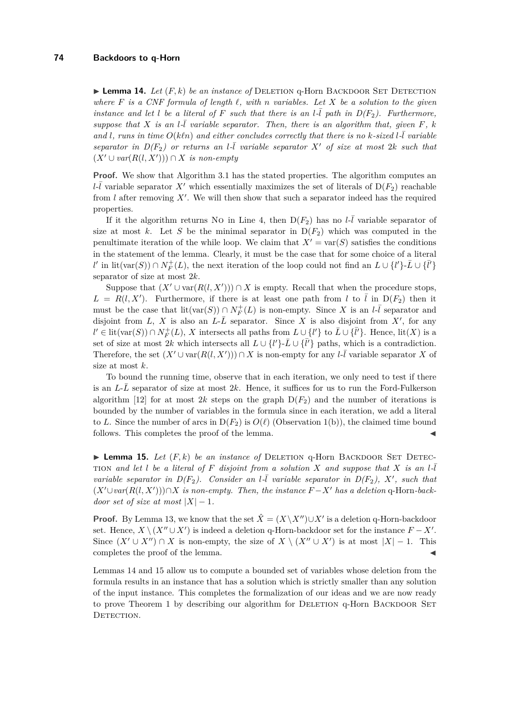▶ **Lemma 14.** *Let $(F, k)$ be an instance of* Deletion q-Horn Backdoor Set Detection *where $F$ is a CNF formula of length $\ell$, with $n$ variables. Let $X$ be a solution to the given instance and let $l$ be a literal of $F$ such that there is an $l$-$\bar{l}$ path in $D(F_2)$. Furthermore, suppose that $X$ is an $l$-$\bar{l}$ variable separator. Then, there is an algorithm that, given $F$, $k$ and $l$, runs in time $O(k\ell n)$ and either concludes correctly that there is no $k$-sized $l$-$\bar{l}$ variable separator in $D(F_2)$ or returns an $l$-$\bar{l}$ variable separator $X'$ of size at most $2k$ such that $(X' \cup var(R(l, X'))) \cap X$ is non-empty*

**Proof.** We show that Algorithm 3.1 has the stated properties. The algorithm computes an $l$-$\bar{l}$ variable separator $X'$ which essentially maximizes the set of literals of $\mathrm{D}(F_2)$ reachable from $l$ after removing $X'$. We will then show that such a separator indeed has the required properties.

If it the algorithm returns No in Line 4, then $\mathrm{D}(F_2)$ has no $l$-$\bar{l}$ variable separator of size at most $k$. Let $S$ be the minimal separator in $\mathrm{D}(F_2)$ which was computed in the penultimate iteration of the while loop. We claim that $X' = \mathrm{var}(S)$ satisfies the conditions in the statement of the lemma. Clearly, it must be the case that for some choice of a literal $l'$ in $\mathrm{lit}(\mathrm{var}(S)) \cap N^+_F(L)$, the next iteration of the loop could not find an $L \cup \{l'\}$-$\bar{L} \cup \{\bar{l}'\}$ separator of size at most $2k$.

Suppose that $(X' \cup \mathrm{var}(R(l, X'))) \cap X$ is empty. Recall that when the procedure stops, $L = R(l, X')$. Furthermore, if there is at least one path from $l$ to $\bar{l}$ in $\mathrm{D}(F_2)$ then it must be the case that $\mathrm{lit}(\mathrm{var}(S)) \cap N^+_F(L)$ is non-empty. Since $X$ is an $l$-$\bar{l}$ separator and disjoint from $L$, $X$ is also an $L$-$\bar{L}$ separator. Since $X$ is also disjoint from $X'$, for any $l' \in \mathrm{lit}(\mathrm{var}(S)) \cap N^+_F(L)$, $X$ intersects all paths from $L \cup \{l'\}$ to $\bar{L} \cup \{\bar{l}'\}$. Hence, $\mathrm{lit}(X)$ is a set of size at most $2k$ which intersects all $L \cup \{l'\}$-$\bar{L} \cup \{\bar{l}'\}$ paths, which is a contradiction. Therefore, the set $(X' \cup \mathrm{var}(R(l, X'))) \cap X$ is non-empty for any $l$-$\bar{l}$ variable separator $X$ of size at most $k$.

To bound the running time, observe that in each iteration, we only need to test if there is an $L$-$\bar{L}$ separator of size at most $2k$. Hence, it suffices for us to run the Ford-Fulkerson algorithm [12] for at most $2k$ steps on the graph $\mathrm{D}(F_2)$ and the number of iterations is bounded by the number of variables in the formula since in each iteration, we add a literal to $L$. Since the number of arcs in $\mathrm{D}(F_2)$ is $O(\ell)$ (Observation 1(b)), the claimed time bound follows. This completes the proof of the lemma. ◀

▶ **Lemma 15.** *Let $(F, k)$ be an instance of* Deletion q-Horn Backdoor Set Detection *and let $l$ be a literal of $F$ disjoint from a solution $X$ and suppose that $X$ is an $l$-$\bar{l}$ variable separator in $D(F_2)$. Consider an $l$-$\bar{l}$ variable separator in $D(F_2)$, $X'$, such that $(X' \cup var(R(l, X'))) \cap X$ is non-empty. Then, the instance $F - X'$ has a deletion* q-Horn*-backdoor set of size at most $|X| - 1$.*

**Proof.** By Lemma 13, we know that the set $\hat{X} = (X \setminus X'') \cup X'$ is a deletion q-Horn-backdoor set. Hence, $X \setminus (X'' \cup X')$ is indeed a deletion q-Horn-backdoor set for the instance $F - X'$. Since $(X' \cup X'') \cap X$ is non-empty, the size of $X \setminus (X'' \cup X')$ is at most $|X| - 1$. This completes the proof of the lemma. ◀

Lemmas 14 and 15 allow us to compute a bounded set of variables whose deletion from the formula results in an instance that has a solution which is strictly smaller than any solution of the input instance. This completes the formalization of our ideas and we are now ready to prove Theorem 1 by describing our algorithm for Deletion q-Horn Backdoor Set Detection.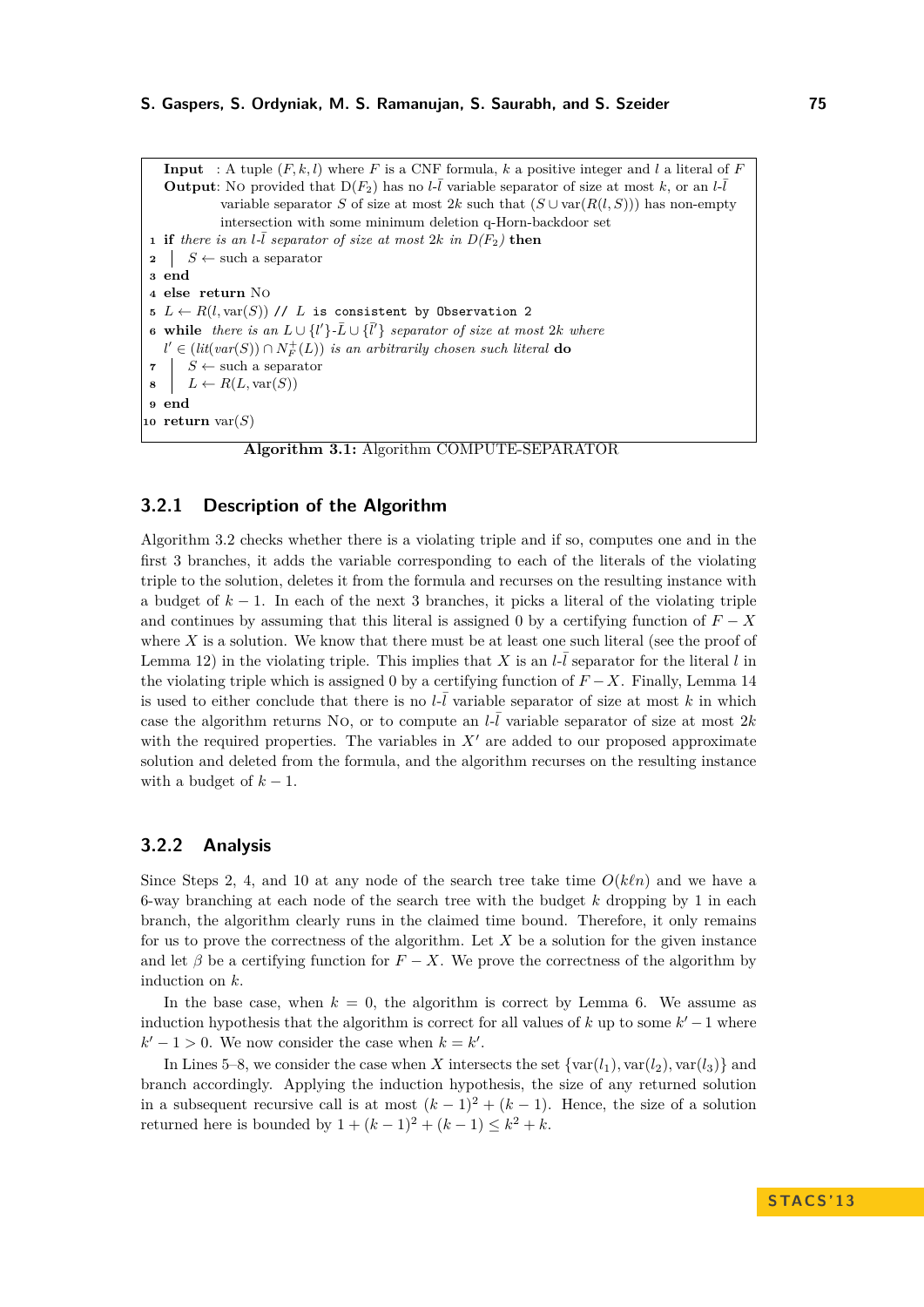```
Input  : A tuple (F, k, l) where F is a CNF formula, k a positive integer and l a literal of F
Output: No provided that D(F_2) has no l-l̄ variable separator of size at most k, or an l-l̄
        variable separator S of size at most 2k such that (S ∪ var(R(l, S))) has non-empty
        intersection with some minimum deletion q-Horn-backdoor set
1  if there is an l-l̄ separator of size at most 2k in D(F_2) then
2  |  S ← such a separator
3  end
4  else return No
5  L ← R(l, var(S)) // L is consistent by Observation 2
6  while there is an L ∪ {l'}-L̄ ∪ {l̄'} separator of size at most 2k where
   l' ∈ (lit(var(S)) ∩ N_F^+(L)) is an arbitrarily chosen such literal do
7  |  S ← such a separator
8  |  L ← R(L, var(S))
9  end
10 return var(S)
```

**Algorithm 3.1:** Algorithm COMPUTE-SEPARATOR

### 3.2.1 Description of the Algorithm

Algorithm 3.2 checks whether there is a violating triple and if so, computes one and in the first 3 branches, it adds the variable corresponding to each of the literals of the violating triple to the solution, deletes it from the formula and recurses on the resulting instance with a budget of $k-1$. In each of the next 3 branches, it picks a literal of the violating triple and continues by assuming that this literal is assigned 0 by a certifying function of $F - X$ where $X$ is a solution. We know that there must be at least one such literal (see the proof of Lemma 12) in the violating triple. This implies that $X$ is an $l$-$\bar{l}$ separator for the literal $l$ in the violating triple which is assigned 0 by a certifying function of $F - X$. Finally, Lemma 14 is used to either conclude that there is no $l$-$\bar{l}$ variable separator of size at most $k$ in which case the algorithm returns No, or to compute an $l$-$\bar{l}$ variable separator of size at most $2k$ with the required properties. The variables in $X'$ are added to our proposed approximate solution and deleted from the formula, and the algorithm recurses on the resulting instance with a budget of $k-1$.

### 3.2.2 Analysis

Since Steps 2, 4, and 10 at any node of the search tree take time $O(k\ell n)$ and we have a 6-way branching at each node of the search tree with the budget $k$ dropping by 1 in each branch, the algorithm clearly runs in the claimed time bound. Therefore, it only remains for us to prove the correctness of the algorithm. Let $X$ be a solution for the given instance and let $\beta$ be a certifying function for $F - X$. We prove the correctness of the algorithm by induction on $k$.

In the base case, when $k = 0$, the algorithm is correct by Lemma 6. We assume as induction hypothesis that the algorithm is correct for all values of $k$ up to some $k' - 1$ where $k' - 1 > 0$. We now consider the case when $k = k'$.

In Lines 5–8, we consider the case when $X$ intersects the set $\{\text{var}(l_1), \text{var}(l_2), \text{var}(l_3)\}$ and branch accordingly. Applying the induction hypothesis, the size of any returned solution in a subsequent recursive call is at most $(k-1)^2 + (k-1)$. Hence, the size of a solution returned here is bounded by $1 + (k-1)^2 + (k-1) \leq k^2 + k$.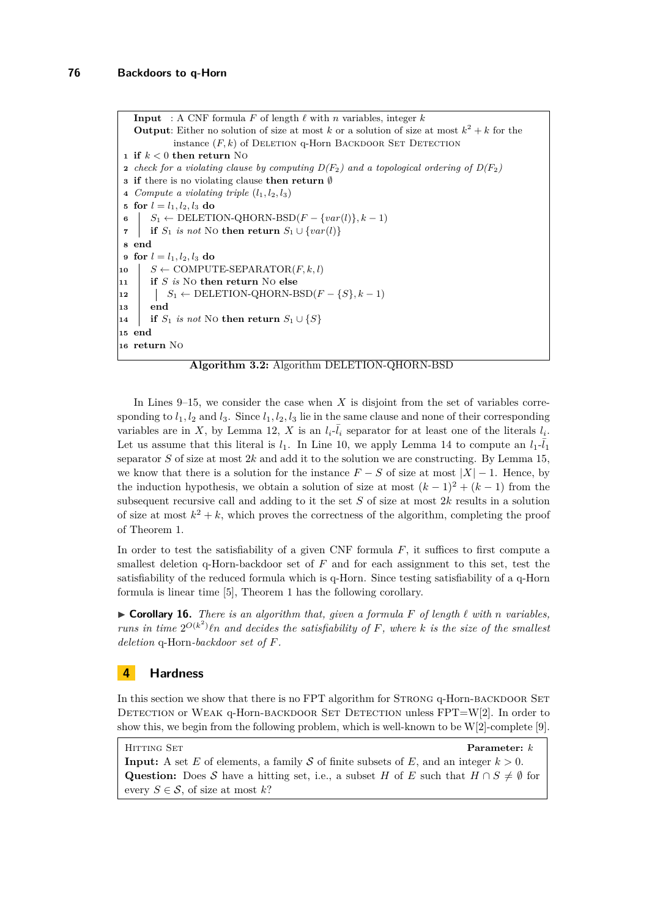```
Input  : A CNF formula F of length ℓ with n variables, integer k
Output: Either no solution of size at most k or a solution of size at most k^2 + k for the
        instance (F, k) of Deletion q-Horn Backdoor Set Detection
1  if k < 0 then return No
2  check for a violating clause by computing D(F_2) and a topological ordering of D(F_2)
3  if there is no violating clause then return ∅
4  Compute a violating triple (l_1, l_2, l_3)
5  for l = l_1, l_2, l_3 do
6  |   S_1 ← DELETION-QHORN-BSD(F − {var(l)}, k − 1)
7  |   if S_1 is not No then return S_1 ∪ {var(l)}
8  end
9  for l = l_1, l_2, l_3 do
10 |   S ← COMPUTE-SEPARATOR(F, k, l)
11 |   if S is No then return No else
12 |   |   S_1 ← DELETION-QHORN-BSD(F − {S}, k − 1)
13 |   end
14 |   if S_1 is not No then return S_1 ∪ {S}
15 end
16 return No
```

**Algorithm 3.2:** Algorithm DELETION-QHORN-BSD

In Lines 9–15, we consider the case when $X$ is disjoint from the set of variables corresponding to $l_1, l_2$ and $l_3$. Since $l_1, l_2, l_3$ lie in the same clause and none of their corresponding variables are in $X$, by Lemma 12, $X$ is an $l_i$-$\bar{l}_i$ separator for at least one of the literals $l_i$. Let us assume that this literal is $l_1$. In Line 10, we apply Lemma 14 to compute an $l_1$-$\bar{l}_1$ separator $S$ of size at most $2k$ and add it to the solution we are constructing. By Lemma 15, we know that there is a solution for the instance $F - S$ of size at most $|X| - 1$. Hence, by the induction hypothesis, we obtain a solution of size at most $(k-1)^2 + (k-1)$ from the subsequent recursive call and adding to it the set $S$ of size at most $2k$ results in a solution of size at most $k^2 + k$, which proves the correctness of the algorithm, completing the proof of Theorem 1.

In order to test the satisfiability of a given CNF formula $F$, it suffices to first compute a smallest deletion q-Horn-backdoor set of $F$ and for each assignment to this set, test the satisfiability of the reduced formula which is q-Horn. Since testing satisfiability of a q-Horn formula is linear time [5], Theorem 1 has the following corollary.

▶ **Corollary 16.** *There is an algorithm that, given a formula $F$ of length $\ell$ with $n$ variables, runs in time $2^{O(k^2)}\ell n$ and decides the satisfiability of $F$, where $k$ is the size of the smallest deletion* q-Horn-*backdoor set of $F$.*

# 4 Hardness

In this section we show that there is no FPT algorithm for Strong q-Horn-backdoor Set Detection or Weak q-Horn-backdoor Set Detection unless FPT=W[2]. In order to show this, we begin from the following problem, which is well-known to be W[2]-complete [9].

Hitting Set **Parameter:** $k$
**Input:** A set $E$ of elements, a family $\mathcal{S}$ of finite subsets of $E$, and an integer $k > 0$.
**Question:** Does $\mathcal{S}$ have a hitting set, i.e., a subset $H$ of $E$ such that $H \cap S \neq \emptyset$ for every $S \in \mathcal{S}$, of size at most $k$?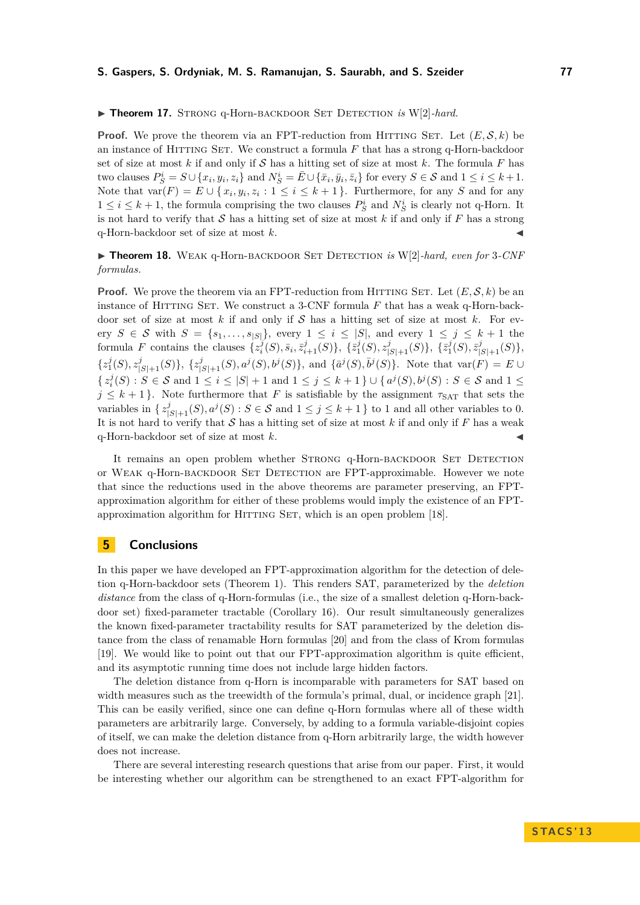▶ **Theorem 17.** Strong q-Horn-backdoor Set Detection *is* W[2]*-hard.*

**Proof.** We prove the theorem via an FPT-reduction from Hitting Set. Let $(E, \mathcal{S}, k)$ be an instance of Hitting Set. We construct a formula $F$ that has a strong q-Horn-backdoor set of size at most $k$ if and only if $\mathcal{S}$ has a hitting set of size at most $k$. The formula $F$ has two clauses $P_S^i = S \cup \{x_i, y_i, z_i\}$ and $N_S^i = \bar{E} \cup \{\bar{x}_i, \bar{y}_i, \bar{z}_i\}$ for every $S \in \mathcal{S}$ and $1 \leq i \leq k+1$. Note that $\text{var}(F) = E \cup \{\, x_i, y_i, z_i : 1 \leq i \leq k+1 \,\}$. Furthermore, for any $S$ and for any $1 \leq i \leq k+1$, the formula comprising the two clauses $P_S^i$ and $N_S^i$ is clearly not q-Horn. It is not hard to verify that $\mathcal{S}$ has a hitting set of size at most $k$ if and only if $F$ has a strong q-Horn-backdoor set of size at most $k$. ◀

▶ **Theorem 18.** Weak q-Horn-backdoor Set Detection *is* W[2]*-hard, even for* 3*-CNF formulas.*

**Proof.** We prove the theorem via an FPT-reduction from Hitting Set. Let $(E, \mathcal{S}, k)$ be an instance of Hitting Set. We construct a 3-CNF formula $F$ that has a weak q-Horn-backdoor set of size at most $k$ if and only if $\mathcal{S}$ has a hitting set of size at most $k$. For every $S \in \mathcal{S}$ with $S = \{s_1, \dots, s_{|S|}\}$, every $1 \leq i \leq |S|$, and every $1 \leq j \leq k+1$ the formula $F$ contains the clauses $\{z_i^j(S), \bar{s}_i, \bar{z}_{i+1}^j(S)\}$, $\{\bar{z}_1^j(S), z_{|S|+1}^j(S)\}$, $\{\bar{z}_1^j(S), \bar{z}_{|S|+1}^j(S)\}$, $\{z_1^j(S), z_{|S|+1}^j(S)\}$, $\{z_{|S|+1}^j(S), a^j(S), b^j(S)\}$, and $\{\bar{a}^j(S), \bar{b}^j(S)\}$. Note that $\text{var}(F) = E \cup \{\, z_i^j(S) : S \in \mathcal{S} \text{ and } 1 \leq i \leq |S|+1 \text{ and } 1 \leq j \leq k+1 \,\} \cup \{\, a^j(S), b^j(S) : S \in \mathcal{S} \text{ and } 1 \leq j \leq k+1 \,\}$. Note furthermore that $F$ is satisfiable by the assignment $\tau_{\text{SAT}}$ that sets the variables in $\{\, z_{|S|+1}^j(S), a^j(S) : S \in \mathcal{S} \text{ and } 1 \leq j \leq k+1 \,\}$ to 1 and all other variables to 0. It is not hard to verify that $\mathcal{S}$ has a hitting set of size at most $k$ if and only if $F$ has a weak q-Horn-backdoor set of size at most $k$. ◀

It remains an open problem whether Strong q-Horn-backdoor Set Detection or Weak q-Horn-backdoor Set Detection are FPT-approximable. However we note that since the reductions used in the above theorems are parameter preserving, an FPT-approximation algorithm for either of these problems would imply the existence of an FPT-approximation algorithm for Hitting Set, which is an open problem [18].

## 5 Conclusions

In this paper we have developed an FPT-approximation algorithm for the detection of deletion q-Horn-backdoor sets (Theorem 1). This renders SAT, parameterized by the *deletion distance* from the class of q-Horn-formulas (i.e., the size of a smallest deletion q-Horn-backdoor set) fixed-parameter tractable (Corollary 16). Our result simultaneously generalizes the known fixed-parameter tractability results for SAT parameterized by the deletion distance from the class of renamable Horn formulas [20] and from the class of Krom formulas [19]. We would like to point out that our FPT-approximation algorithm is quite efficient, and its asymptotic running time does not include large hidden factors.

The deletion distance from q-Horn is incomparable with parameters for SAT based on width measures such as the treewidth of the formula's primal, dual, or incidence graph [21]. This can be easily verified, since one can define q-Horn formulas where all of these width parameters are arbitrarily large. Conversely, by adding to a formula variable-disjoint copies of itself, we can make the deletion distance from q-Horn arbitrarily large, the width however does not increase.

There are several interesting research questions that arise from our paper. First, it would be interesting whether our algorithm can be strengthened to an exact FPT-algorithm for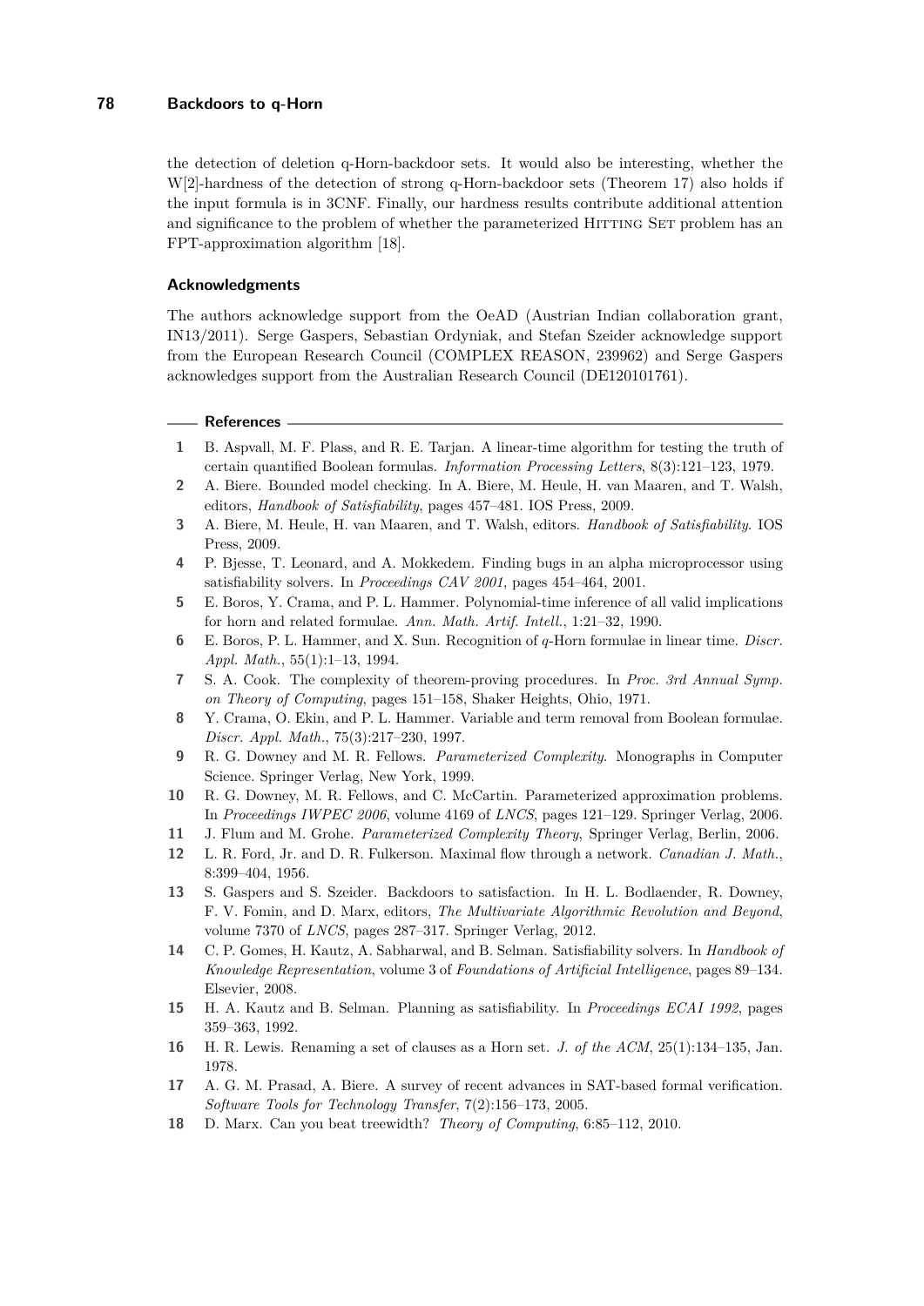the detection of deletion q-Horn-backdoor sets. It would also be interesting, whether the W[2]-hardness of the detection of strong q-Horn-backdoor sets (Theorem 17) also holds if the input formula is in 3CNF. Finally, our hardness results contribute additional attention and significance to the problem of whether the parameterized HITTING SET problem has an FPT-approximation algorithm [18].

### Acknowledgments

The authors acknowledge support from the OeAD (Austrian Indian collaboration grant, IN13/2011). Serge Gaspers, Sebastian Ordyniak, and Stefan Szeider acknowledge support from the European Research Council (COMPLEX REASON, 239962) and Serge Gaspers acknowledges support from the Australian Research Council (DE120101761).

### References

1. B. Aspvall, M. F. Plass, and R. E. Tarjan. A linear-time algorithm for testing the truth of certain quantified Boolean formulas. *Information Processing Letters*, 8(3):121–123, 1979.
2. A. Biere. Bounded model checking. In A. Biere, M. Heule, H. van Maaren, and T. Walsh, editors, *Handbook of Satisfiability*, pages 457–481. IOS Press, 2009.
3. A. Biere, M. Heule, H. van Maaren, and T. Walsh, editors. *Handbook of Satisfiability*. IOS Press, 2009.
4. P. Bjesse, T. Leonard, and A. Mokkedem. Finding bugs in an alpha microprocessor using satisfiability solvers. In *Proceedings CAV 2001*, pages 454–464, 2001.
5. E. Boros, Y. Crama, and P. L. Hammer. Polynomial-time inference of all valid implications for horn and related formulae. *Ann. Math. Artif. Intell.*, 1:21–32, 1990.
6. E. Boros, P. L. Hammer, and X. Sun. Recognition of *q*-Horn formulae in linear time. *Discr. Appl. Math.*, 55(1):1–13, 1994.
7. S. A. Cook. The complexity of theorem-proving procedures. In *Proc. 3rd Annual Symp. on Theory of Computing*, pages 151–158, Shaker Heights, Ohio, 1971.
8. Y. Crama, O. Ekin, and P. L. Hammer. Variable and term removal from Boolean formulae. *Discr. Appl. Math.*, 75(3):217–230, 1997.
9. R. G. Downey and M. R. Fellows. *Parameterized Complexity*. Monographs in Computer Science. Springer Verlag, New York, 1999.
10. R. G. Downey, M. R. Fellows, and C. McCartin. Parameterized approximation problems. In *Proceedings IWPEC 2006*, volume 4169 of *LNCS*, pages 121–129. Springer Verlag, 2006.
11. J. Flum and M. Grohe. *Parameterized Complexity Theory*, Springer Verlag, Berlin, 2006.
12. L. R. Ford, Jr. and D. R. Fulkerson. Maximal flow through a network. *Canadian J. Math.*, 8:399–404, 1956.
13. S. Gaspers and S. Szeider. Backdoors to satisfaction. In H. L. Bodlaender, R. Downey, F. V. Fomin, and D. Marx, editors, *The Multivariate Algorithmic Revolution and Beyond*, volume 7370 of *LNCS*, pages 287–317. Springer Verlag, 2012.
14. C. P. Gomes, H. Kautz, A. Sabharwal, and B. Selman. Satisfiability solvers. In *Handbook of Knowledge Representation*, volume 3 of *Foundations of Artificial Intelligence*, pages 89–134. Elsevier, 2008.
15. H. A. Kautz and B. Selman. Planning as satisfiability. In *Proceedings ECAI 1992*, pages 359–363, 1992.
16. H. R. Lewis. Renaming a set of clauses as a Horn set. *J. of the ACM*, 25(1):134–135, Jan. 1978.
17. A. G. M. Prasad, A. Biere. A survey of recent advances in SAT-based formal verification. *Software Tools for Technology Transfer*, 7(2):156–173, 2005.
18. D. Marx. Can you beat treewidth? *Theory of Computing*, 6:85–112, 2010.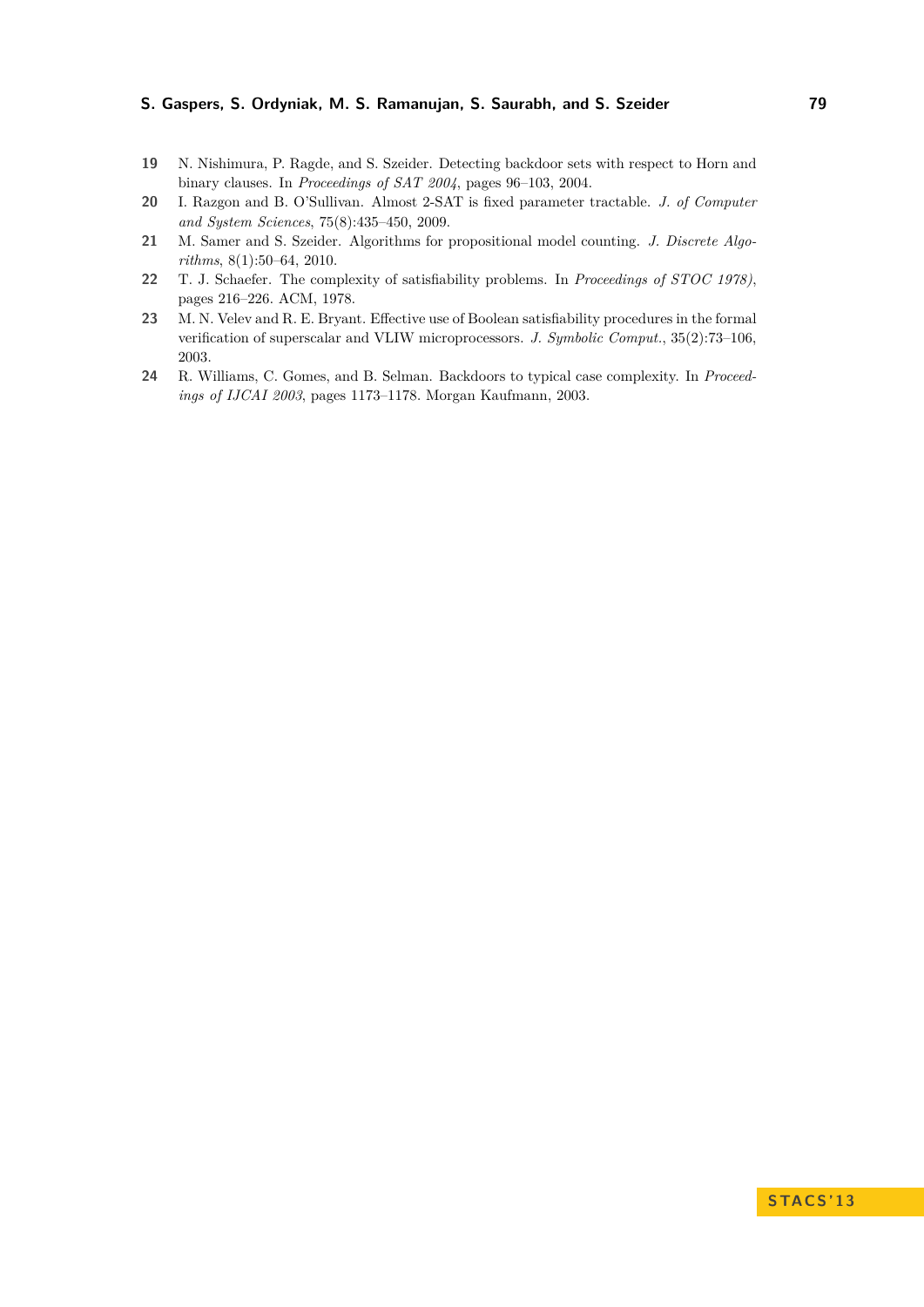19 N. Nishimura, P. Ragde, and S. Szeider. Detecting backdoor sets with respect to Horn and binary clauses. In *Proceedings of SAT 2004*, pages 96–103, 2004.

20 I. Razgon and B. O'Sullivan. Almost 2-SAT is fixed parameter tractable. *J. of Computer and System Sciences*, 75(8):435–450, 2009.

21 M. Samer and S. Szeider. Algorithms for propositional model counting. *J. Discrete Algorithms*, 8(1):50–64, 2010.

22 T. J. Schaefer. The complexity of satisfiability problems. In *Proceedings of STOC 1978)*, pages 216–226. ACM, 1978.

23 M. N. Velev and R. E. Bryant. Effective use of Boolean satisfiability procedures in the formal verification of superscalar and VLIW microprocessors. *J. Symbolic Comput.*, 35(2):73–106, 2003.

24 R. Williams, C. Gomes, and B. Selman. Backdoors to typical case complexity. In *Proceedings of IJCAI 2003*, pages 1173–1178. Morgan Kaufmann, 2003.